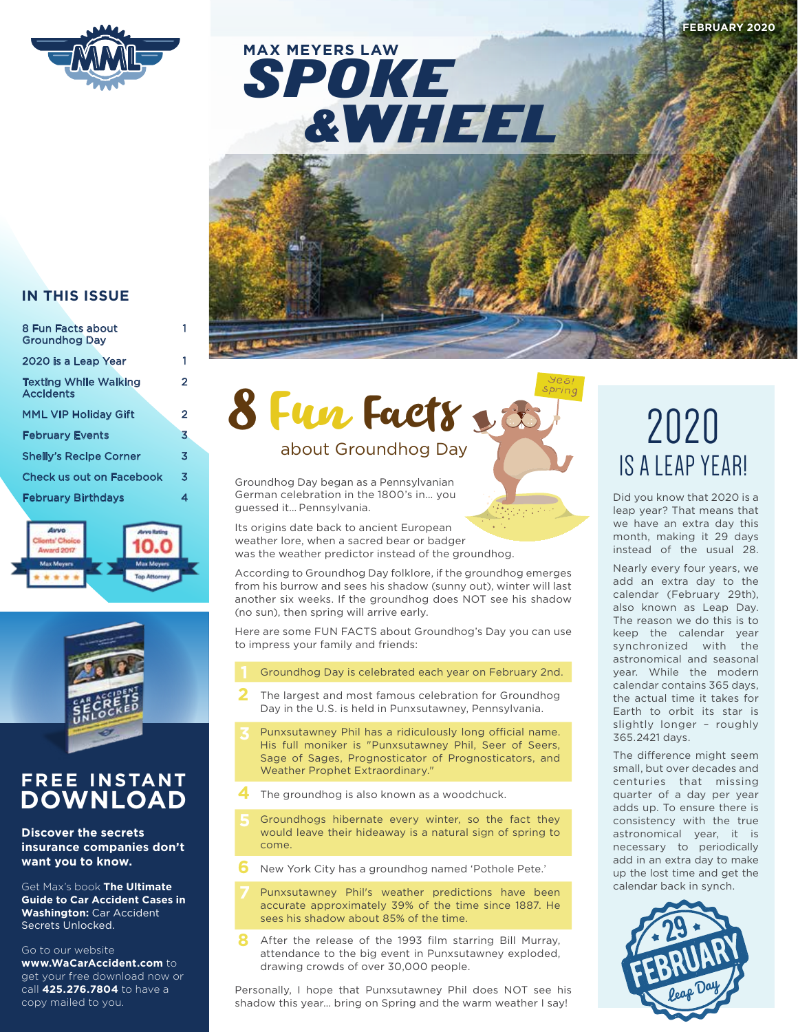FEBRUARY 2020

# MAX MEYERS LAW SPOKE &WHEEL

## IN THIS ISSUE

| | |
|---|---|
| 8 Fun Facts about Groundhog Day | 1 |
| 2020 is a Leap Year | 1 |
| Texting While Walking Accidents | 2 |
| MML VIP Holiday Gift | 2 |
| February Events | 3 |
| Shelly's Recipe Corner | 3 |
| Check us out on Facebook | 3 |
| February Birthdays | 4 |

Avvo Clients' Choice Award 2017 Max Meyers ★★★★★

Avvo Rating 10.0 Max Meyers Top Attorney

## FREE INSTANT DOWNLOAD

**Discover the secrets insurance companies don't want you to know.**

Get Max's book **The Ultimate Guide to Car Accident Cases in Washington:** Car Accident Secrets Unlocked.

Go to our website **www.WaCarAccident.com** to get your free download now or call **425.276.7804** to have a copy mailed to you.

## 8 Fun Facts about Groundhog Day

Groundhog Day began as a Pennsylvanian German celebration in the 1800's in… you guessed it… Pennsylvania.

Its origins date back to ancient European weather lore, when a sacred bear or badger was the weather predictor instead of the groundhog.

According to Groundhog Day folklore, if the groundhog emerges from his burrow and sees his shadow (sunny out), winter will last another six weeks. If the groundhog does NOT see his shadow (no sun), then spring will arrive early.

Here are some FUN FACTS about Groundhog's Day you can use to impress your family and friends:

1. Groundhog Day is celebrated each year on February 2nd.
2. The largest and most famous celebration for Groundhog Day in the U.S. is held in Punxsutawney, Pennsylvania.
3. Punxsutawney Phil has a ridiculously long official name. His full moniker is "Punxsutawney Phil, Seer of Seers, Sage of Sages, Prognosticator of Prognosticators, and Weather Prophet Extraordinary."
4. The groundhog is also known as a woodchuck.
5. Groundhogs hibernate every winter, so the fact they would leave their hideaway is a natural sign of spring to come.
6. New York City has a groundhog named 'Pothole Pete.'
7. Punxsutawney Phil's weather predictions have been accurate approximately 39% of the time since 1887. He sees his shadow about 85% of the time.
8. After the release of the 1993 film starring Bill Murray, attendance to the big event in Punxsutawney exploded, drawing crowds of over 30,000 people.

Personally, I hope that Punxsutawney Phil does NOT see his shadow this year… bring on Spring and the warm weather I say!

## 2020 IS A LEAP YEAR!

Did you know that 2020 is a leap year? That means that we have an extra day this month, making it 29 days instead of the usual 28.

Nearly every four years, we add an extra day to the calendar (February 29th), also known as Leap Day. The reason we do this is to keep the calendar year synchronized with the astronomical and seasonal year. While the modern calendar contains 365 days, the actual time it takes for Earth to orbit its star is slightly longer – roughly 365.2421 days.

The difference might seem small, but over decades and centuries that missing quarter of a day per year adds up. To ensure there is consistency with the true astronomical year, it is necessary to periodically add in an extra day to make up the lost time and get the calendar back in synch.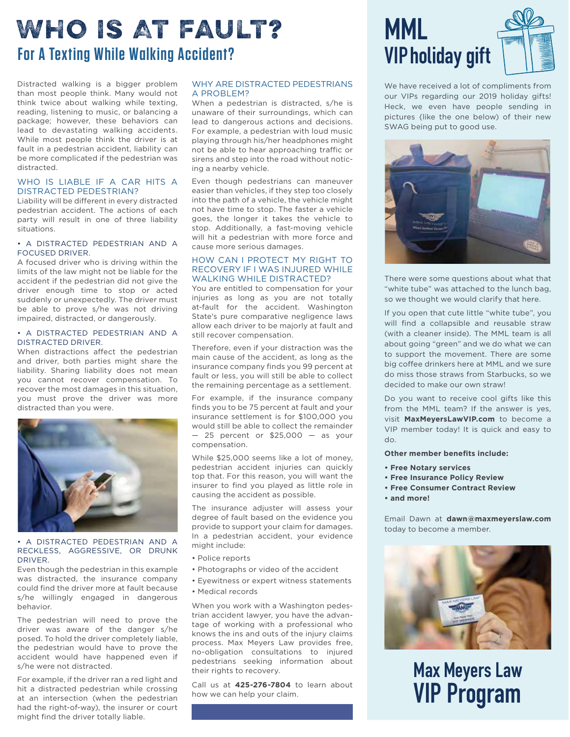# WHO IS AT FAULT?

## For A Texting While Walking Accident?

Distracted walking is a bigger problem than most people think. Many would not think twice about walking while texting, reading, listening to music, or balancing a package; however, these behaviors can lead to devastating walking accidents. While most people think the driver is at fault in a pedestrian accident, liability can be more complicated if the pedestrian was distracted.

### WHO IS LIABLE IF A CAR HITS A DISTRACTED PEDESTRIAN?

Liability will be different in every distracted pedestrian accident. The actions of each party will result in one of three liability situations.

#### • A DISTRACTED PEDESTRIAN AND A FOCUSED DRIVER.

A focused driver who is driving within the limits of the law might not be liable for the accident if the pedestrian did not give the driver enough time to stop or acted suddenly or unexpectedly. The driver must be able to prove s/he was not driving impaired, distracted, or dangerously.

#### • A DISTRACTED PEDESTRIAN AND A DISTRACTED DRIVER.

When distractions affect the pedestrian and driver, both parties might share the liability. Sharing liability does not mean you cannot recover compensation. To recover the most damages in this situation, you must prove the driver was more distracted than you were.

#### • A DISTRACTED PEDESTRIAN AND A RECKLESS, AGGRESSIVE, OR DRUNK DRIVER.

Even though the pedestrian in this example was distracted, the insurance company could find the driver more at fault because s/he willingly engaged in dangerous behavior.

The pedestrian will need to prove the driver was aware of the danger s/he posed. To hold the driver completely liable, the pedestrian would have to prove the accident would have happened even if s/he were not distracted.

For example, if the driver ran a red light and hit a distracted pedestrian while crossing at an intersection (when the pedestrian had the right-of-way), the insurer or court might find the driver totally liable.

### WHY ARE DISTRACTED PEDESTRIANS A PROBLEM?

When a pedestrian is distracted, s/he is unaware of their surroundings, which can lead to dangerous actions and decisions. For example, a pedestrian with loud music playing through his/her headphones might not be able to hear approaching traffic or sirens and step into the road without noticing a nearby vehicle.

Even though pedestrians can maneuver easier than vehicles, if they step too closely into the path of a vehicle, the vehicle might not have time to stop. The faster a vehicle goes, the longer it takes the vehicle to stop. Additionally, a fast-moving vehicle will hit a pedestrian with more force and cause more serious damages.

### HOW CAN I PROTECT MY RIGHT TO RECOVERY IF I WAS INJURED WHILE WALKING WHILE DISTRACTED?

You are entitled to compensation for your injuries as long as you are not totally at-fault for the accident. Washington State's pure comparative negligence laws allow each driver to be majorly at fault and still recover compensation.

Therefore, even if your distraction was the main cause of the accident, as long as the insurance company finds you 99 percent at fault or less, you will still be able to collect the remaining percentage as a settlement.

For example, if the insurance company finds you to be 75 percent at fault and your insurance settlement is for $100,000 you would still be able to collect the remainder — 25 percent or $25,000 — as your compensation.

While $25,000 seems like a lot of money, pedestrian accident injuries can quickly top that. For this reason, you will want the insurer to find you played as little role in causing the accident as possible.

The insurance adjuster will assess your degree of fault based on the evidence you provide to support your claim for damages. In a pedestrian accident, your evidence might include:

- Police reports
- Photographs or video of the accident
- Eyewitness or expert witness statements
- Medical records

When you work with a Washington pedestrian accident lawyer, you have the advantage of working with a professional who knows the ins and outs of the injury claims process. Max Meyers Law provides free, no-obligation consultations to injured pedestrians seeking information about their rights to recovery.

Call us at **425-276-7804** to learn about how we can help your claim.

# MML VIP holiday gift

We have received a lot of compliments from our VIPs regarding our 2019 holiday gifts! Heck, we even have people sending in pictures {like the one below) of their new SWAG being put to good use.

There were some questions about what that "white tube" was attached to the lunch bag, so we thought we would clarify that here.

If you open that cute little "white tube", you will find a collapsible and reusable straw (with a cleaner inside). The MML team is all about going "green" and we do what we can to support the movement. There are some big coffee drinkers here at MML and we sure do miss those straws from Starbucks, so we decided to make our own straw!

Do you want to receive cool gifts like this from the MML team? If the answer is yes, visit **MaxMeyersLawVIP.com** to become a VIP member today! It is quick and easy to do.

**Other member benefits include:**

- **Free Notary services**
- **Free Insurance Policy Review**
- **Free Consumer Contract Review**
- **and more!**

Email Dawn at **dawn@maxmeyerslaw.com** today to become a member.

## Max Meyers Law VIP Program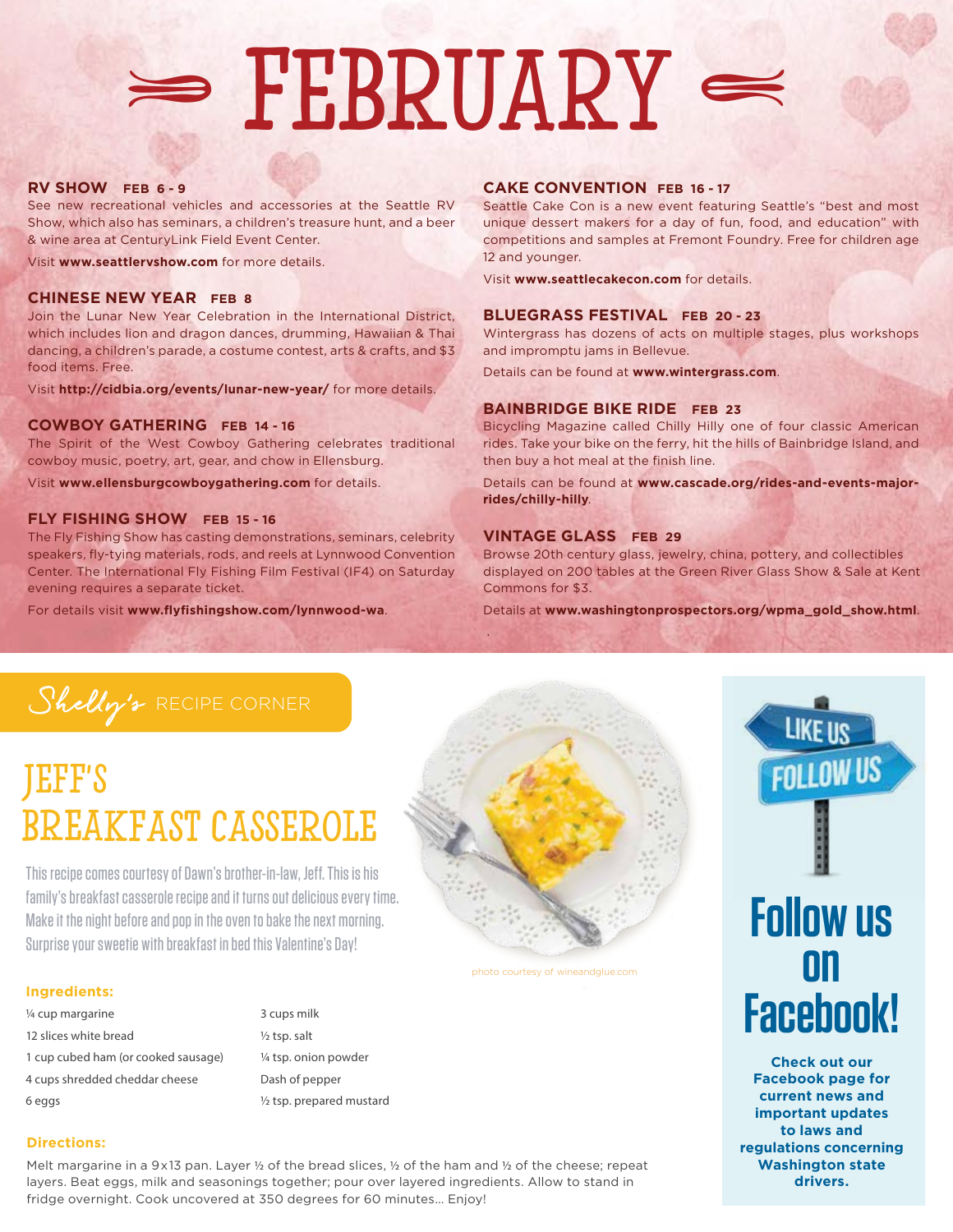# FEBRUARY

## RV SHOW FEB 6 - 9

See new recreational vehicles and accessories at the Seattle RV Show, which also has seminars, a children's treasure hunt, and a beer & wine area at CenturyLink Field Event Center.

Visit **www.seattlervshow.com** for more details.

## CHINESE NEW YEAR FEB 8

Join the Lunar New Year Celebration in the International District, which includes lion and dragon dances, drumming, Hawaiian & Thai dancing, a children's parade, a costume contest, arts & crafts, and $3 food items. Free.

Visit **http://cidbia.org/events/lunar-new-year/** for more details.

## COWBOY GATHERING FEB 14 - 16

The Spirit of the West Cowboy Gathering celebrates traditional cowboy music, poetry, art, gear, and chow in Ellensburg.

Visit **www.ellensburgcowboygathering.com** for details.

## FLY FISHING SHOW FEB 15 - 16

The Fly Fishing Show has casting demonstrations, seminars, celebrity speakers, fly-tying materials, rods, and reels at Lynnwood Convention Center. The International Fly Fishing Film Festival (IF4) on Saturday evening requires a separate ticket.

For details visit **www.flyfishingshow.com/lynnwood-wa**.

## CAKE CONVENTION FEB 16 - 17

Seattle Cake Con is a new event featuring Seattle's "best and most unique dessert makers for a day of fun, food, and education" with competitions and samples at Fremont Foundry. Free for children age 12 and younger.

Visit **www.seattlecakecon.com** for details.

## BLUEGRASS FESTIVAL FEB 20 - 23

Wintergrass has dozens of acts on multiple stages, plus workshops and impromptu jams in Bellevue.

Details can be found at **www.wintergrass.com**.

## BAINBRIDGE BIKE RIDE FEB 23

Bicycling Magazine called Chilly Hilly one of four classic American rides. Take your bike on the ferry, hit the hills of Bainbridge Island, and then buy a hot meal at the finish line.

Details can be found at **www.cascade.org/rides-and-events-major-rides/chilly-hilly**.

## VINTAGE GLASS FEB 29

Browse 20th century glass, jewelry, china, pottery, and collectibles displayed on 200 tables at the Green River Glass Show & Sale at Kent Commons for $3.

Details at **www.washingtonprospectors.org/wpma_gold_show.html**.

---

*Shelly's* RECIPE CORNER

# JEFF'S BREAKFAST CASSEROLE

This recipe comes courtesy of Dawn's brother-in-law, Jeff. This is his family's breakfast casserole recipe and it turns out delicious every time. Make it the night before and pop in the oven to bake the next morning. Surprise your sweetie with breakfast in bed this Valentine's Day!

photo courtesy of wineandglue.com

### Ingredients:

- ¼ cup margarine
- 12 slices white bread
- 1 cup cubed ham (or cooked sausage)
- 4 cups shredded cheddar cheese
- 6 eggs
- 3 cups milk
- ½ tsp. salt
- ¼ tsp. onion powder
- Dash of pepper
- ½ tsp. prepared mustard

### Directions:

Melt margarine in a 9x13 pan. Layer ½ of the bread slices, ½ of the ham and ½ of the cheese; repeat layers. Beat eggs, milk and seasonings together; pour over layered ingredients. Allow to stand in fridge overnight. Cook uncovered at 350 degrees for 60 minutes... Enjoy!

---

LIKE US
FOLLOW US

# Follow us on Facebook!

**Check out our Facebook page for current news and important updates to laws and regulations concerning Washington state drivers.**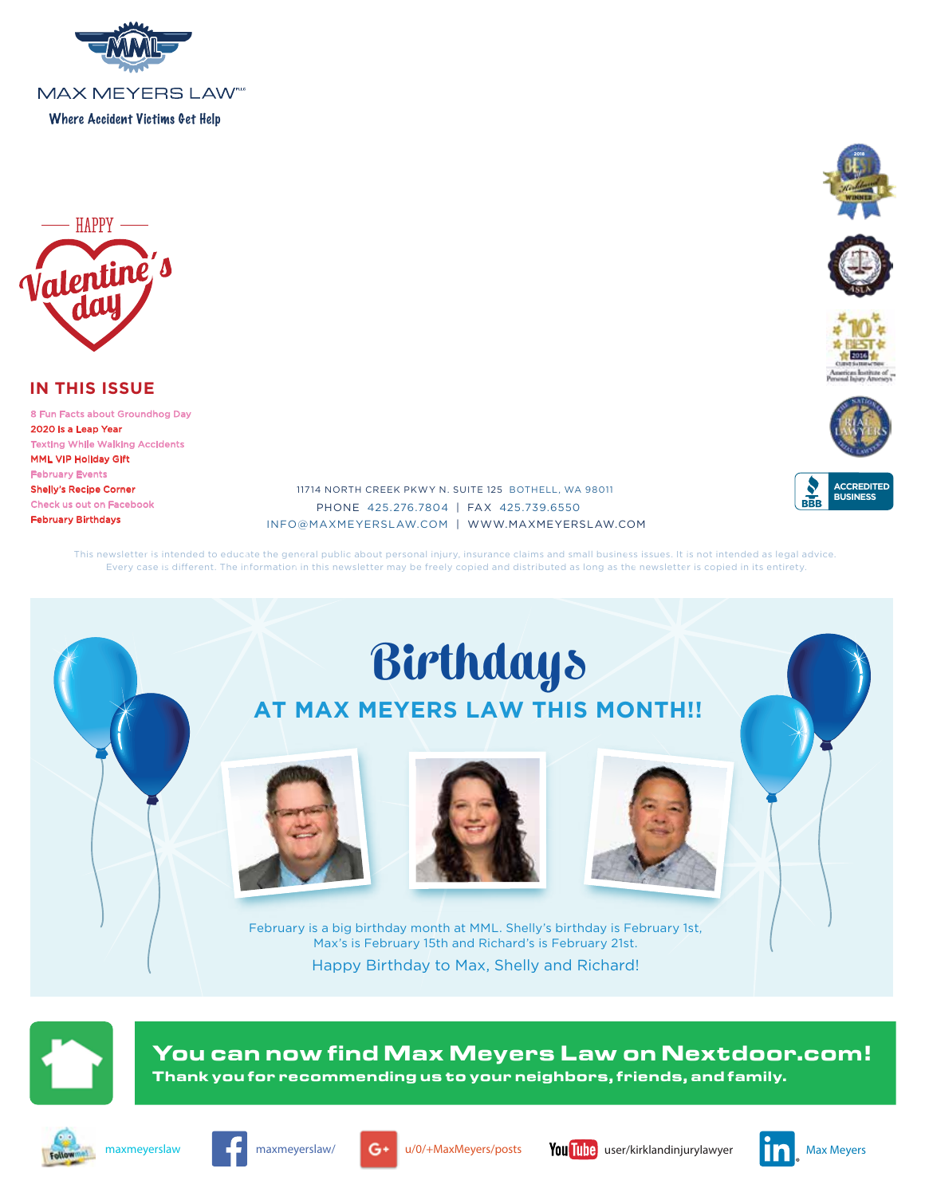MAX MEYERS LAW PLLC

Where Accident Victims Get Help

HAPPY Valentine's day

## IN THIS ISSUE

- 8 Fun Facts about Groundhog Day
- 2020 is a Leap Year
- Texting While Walking Accidents
- MML VIP Holiday Gift
- February Events
- Shelly's Recipe Corner
- Check us out on Facebook
- February Birthdays

11714 NORTH CREEK PKWY N. SUITE 125 BOTHELL, WA 98011

PHONE 425.276.7804 | FAX 425.739.6550

INFO@MAXMEYERSLAW.COM | WWW.MAXMEYERSLAW.COM

ACCREDITED BUSINESS

This newsletter is intended to educate the general public about personal injury, insurance claims and small business issues. It is not intended as legal advice. Every case is different. The information in this newsletter may be freely copied and distributed as long as the newsletter is copied in its entirety.

# Birthdays

## AT MAX MEYERS LAW THIS MONTH!!

February is a big birthday month at MML. Shelly's birthday is February 1st, Max's is February 15th and Richard's is February 21st.

Happy Birthday to Max, Shelly and Richard!

**You can now find Max Meyers Law on Nextdoor.com!**

**Thank you for recommending us to your neighbors, friends, and family.**

maxmeyerslaw | maxmeyerslaw/ | u/0/+MaxMeyers/posts | user/kirklandinjurylawyer | Max Meyers